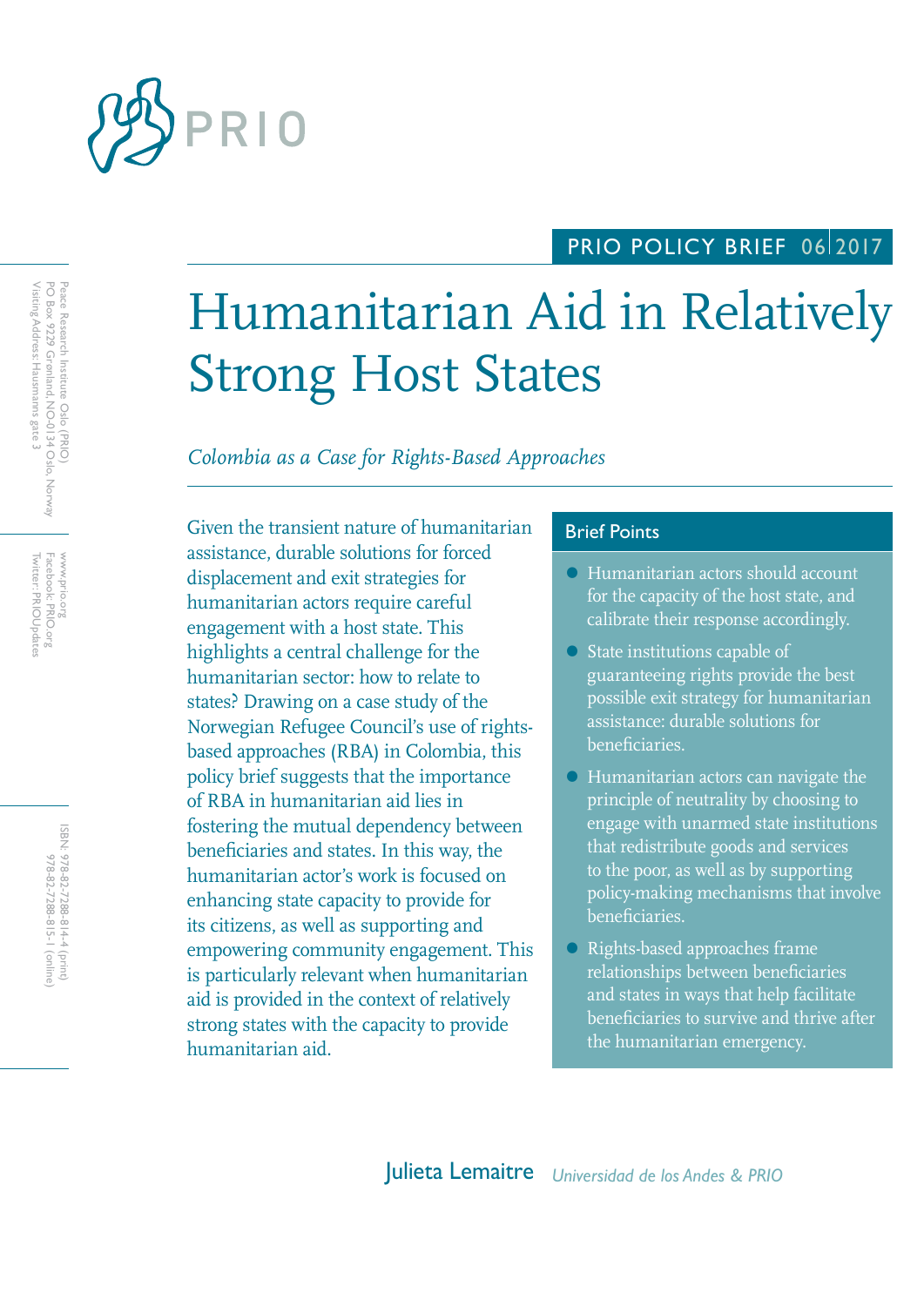PRIO

PRIO POLICY BRIEF 06|2017

# Humanitarian Aid in Relatively Strong Host States

*Colombia as a Case for Rights-Based Approaches*

Peace Research Institute Oslo (PRIO)
PO Box 9229 Grønland, NO-0134 Oslo, Norway
Visiting Address: Hausmanns gate 3

www.prio.org
Facebook: PRIO.org
Twitter: PRIOUpdates

ISBN: 978-82-7288-814-4 (print)
978-82-7288-815-1 (online)

Given the transient nature of humanitarian assistance, durable solutions for forced displacement and exit strategies for humanitarian actors require careful engagement with a host state. This highlights a central challenge for the humanitarian sector: how to relate to states? Drawing on a case study of the Norwegian Refugee Council's use of rights-based approaches (RBA) in Colombia, this policy brief suggests that the importance of RBA in humanitarian aid lies in fostering the mutual dependency between beneficiaries and states. In this way, the humanitarian actor's work is focused on enhancing state capacity to provide for its citizens, as well as supporting and empowering community engagement. This is particularly relevant when humanitarian aid is provided in the context of relatively strong states with the capacity to provide humanitarian aid.

## Brief Points

- Humanitarian actors should account for the capacity of the host state, and calibrate their response accordingly.
- State institutions capable of guaranteeing rights provide the best possible exit strategy for humanitarian assistance: durable solutions for beneficiaries.
- Humanitarian actors can navigate the principle of neutrality by choosing to engage with unarmed state institutions that redistribute goods and services to the poor, as well as by supporting policy-making mechanisms that involve beneficiaries.
- Rights-based approaches frame relationships between beneficiaries and states in ways that help facilitate beneficiaries to survive and thrive after the humanitarian emergency.

**Julieta Lemaitre** *Universidad de los Andes & PRIO*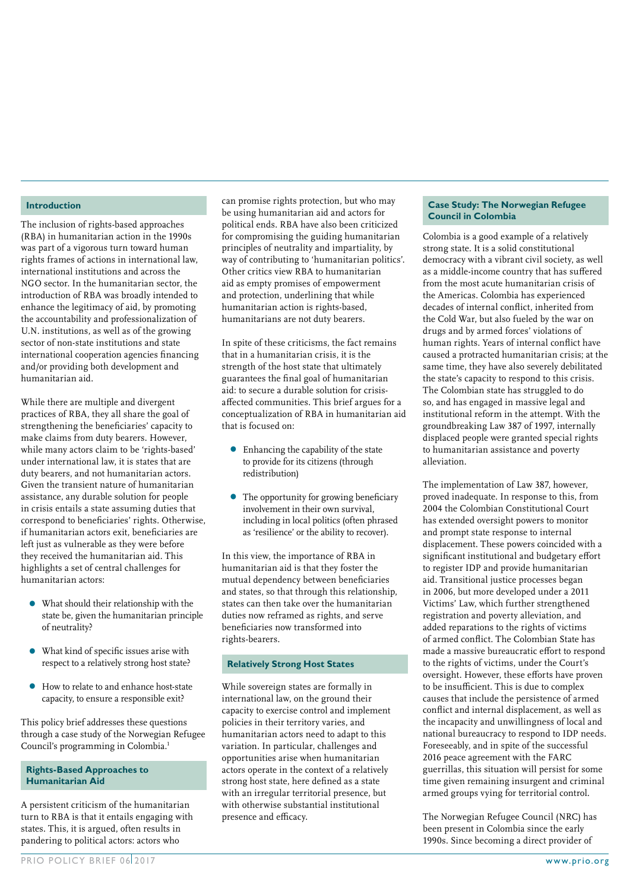## Introduction

The inclusion of rights-based approaches (RBA) in humanitarian action in the 1990s was part of a vigorous turn toward human rights frames of actions in international law, international institutions and across the NGO sector. In the humanitarian sector, the introduction of RBA was broadly intended to enhance the legitimacy of aid, by promoting the accountability and professionalization of U.N. institutions, as well as of the growing sector of non-state institutions and state international cooperation agencies financing and/or providing both development and humanitarian aid.

While there are multiple and divergent practices of RBA, they all share the goal of strengthening the beneficiaries' capacity to make claims from duty bearers. However, while many actors claim to be 'rights-based' under international law, it is states that are duty bearers, and not humanitarian actors. Given the transient nature of humanitarian assistance, any durable solution for people in crisis entails a state assuming duties that correspond to beneficiaries' rights. Otherwise, if humanitarian actors exit, beneficiaries are left just as vulnerable as they were before they received the humanitarian aid. This highlights a set of central challenges for humanitarian actors:

- What should their relationship with the state be, given the humanitarian principle of neutrality?
- What kind of specific issues arise with respect to a relatively strong host state?
- How to relate to and enhance host-state capacity, to ensure a responsible exit?

This policy brief addresses these questions through a case study of the Norwegian Refugee Council's programming in Colombia.[1]

## Rights-Based Approaches to Humanitarian Aid

A persistent criticism of the humanitarian turn to RBA is that it entails engaging with states. This, it is argued, often results in pandering to political actors: actors who can promise rights protection, but who may be using humanitarian aid and actors for political ends. RBA have also been criticized for compromising the guiding humanitarian principles of neutrality and impartiality, by way of contributing to 'humanitarian politics'. Other critics view RBA to humanitarian aid as empty promises of empowerment and protection, underlining that while humanitarian action is rights-based, humanitarians are not duty bearers.

In spite of these criticisms, the fact remains that in a humanitarian crisis, it is the strength of the host state that ultimately guarantees the final goal of humanitarian aid: to secure a durable solution for crisis-affected communities. This brief argues for a conceptualization of RBA in humanitarian aid that is focused on:

- Enhancing the capability of the state to provide for its citizens (through redistribution)
- The opportunity for growing beneficiary involvement in their own survival, including in local politics (often phrased as 'resilience' or the ability to recover).

In this view, the importance of RBA in humanitarian aid is that they foster the mutual dependency between beneficiaries and states, so that through this relationship, states can then take over the humanitarian duties now reframed as rights, and serve beneficiaries now transformed into rights-bearers.

## Relatively Strong Host States

While sovereign states are formally in international law, on the ground their capacity to exercise control and implement policies in their territory varies, and humanitarian actors need to adapt to this variation. In particular, challenges and opportunities arise when humanitarian actors operate in the context of a relatively strong host state, here defined as a state with an irregular territorial presence, but with otherwise substantial institutional presence and efficacy.

## Case Study: The Norwegian Refugee Council in Colombia

Colombia is a good example of a relatively strong state. It is a solid constitutional democracy with a vibrant civil society, as well as a middle-income country that has suffered from the most acute humanitarian crisis of the Americas. Colombia has experienced decades of internal conflict, inherited from the Cold War, but also fueled by the war on drugs and by armed forces' violations of human rights. Years of internal conflict have caused a protracted humanitarian crisis; at the same time, they have also severely debilitated the state's capacity to respond to this crisis. The Colombian state has struggled to do so, and has engaged in massive legal and institutional reform in the attempt. With the groundbreaking Law 387 of 1997, internally displaced people were granted special rights to humanitarian assistance and poverty alleviation.

The implementation of Law 387, however, proved inadequate. In response to this, from 2004 the Colombian Constitutional Court has extended oversight powers to monitor and prompt state response to internal displacement. These powers coincided with a significant institutional and budgetary effort to register IDP and provide humanitarian aid. Transitional justice processes began in 2006, but more developed under a 2011 Victims' Law, which further strengthened registration and poverty alleviation, and added reparations to the rights of victims of armed conflict. The Colombian State has made a massive bureaucratic effort to respond to the rights of victims, under the Court's oversight. However, these efforts have proven to be insufficient. This is due to complex causes that include the persistence of armed conflict and internal displacement, as well as the incapacity and unwillingness of local and national bureaucracy to respond to IDP needs. Foreseeably, and in spite of the successful 2016 peace agreement with the FARC guerrillas, this situation will persist for some time given remaining insurgent and criminal armed groups vying for territorial control.

The Norwegian Refugee Council (NRC) has been present in Colombia since the early 1990s. Since becoming a direct provider of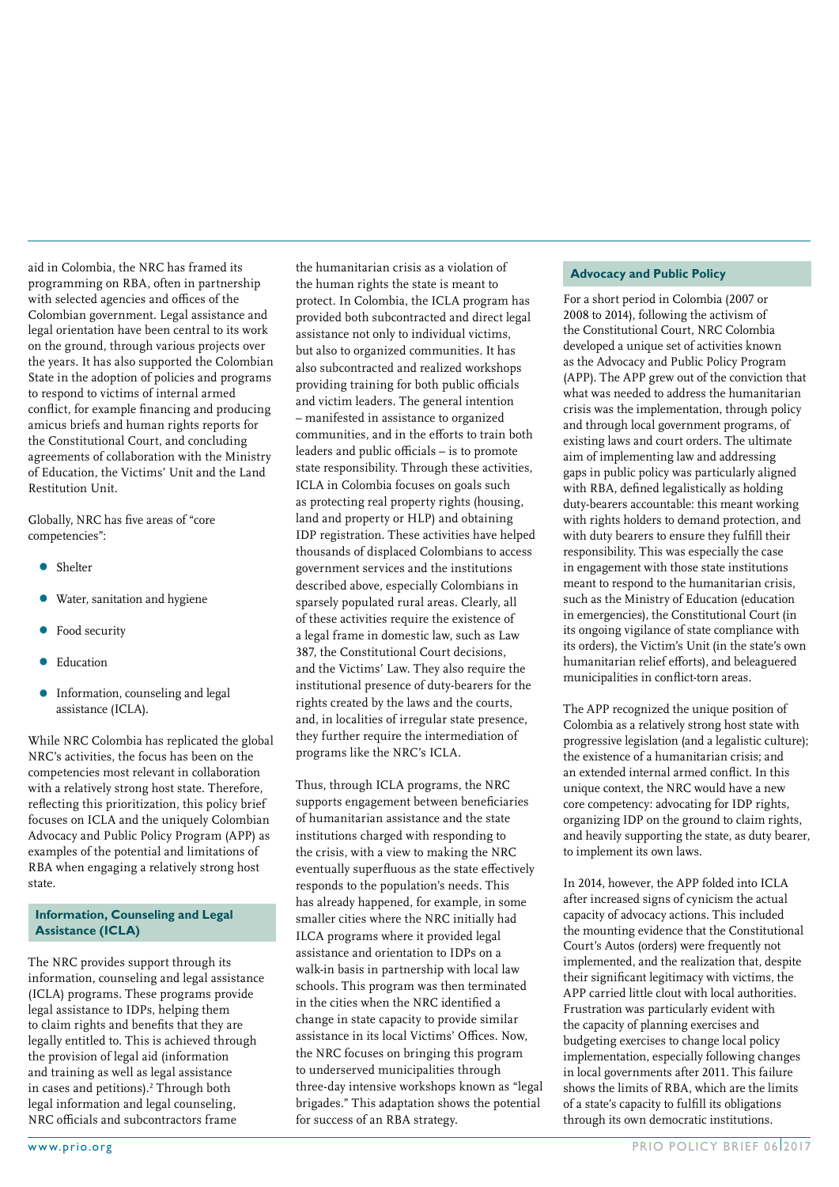aid in Colombia, the NRC has framed its programming on RBA, often in partnership with selected agencies and offices of the Colombian government. Legal assistance and legal orientation have been central to its work on the ground, through various projects over the years. It has also supported the Colombian State in the adoption of policies and programs to respond to victims of internal armed conflict, for example financing and producing amicus briefs and human rights reports for the Constitutional Court, and concluding agreements of collaboration with the Ministry of Education, the Victims' Unit and the Land Restitution Unit.

Globally, NRC has five areas of "core competencies":

- Shelter
- Water, sanitation and hygiene
- Food security
- Education
- Information, counseling and legal assistance (ICLA).

While NRC Colombia has replicated the global NRC's activities, the focus has been on the competencies most relevant in collaboration with a relatively strong host state. Therefore, reflecting this prioritization, this policy brief focuses on ICLA and the uniquely Colombian Advocacy and Public Policy Program (APP) as examples of the potential and limitations of RBA when engaging a relatively strong host state.

## Information, Counseling and Legal Assistance (ICLA)

The NRC provides support through its information, counseling and legal assistance (ICLA) programs. These programs provide legal assistance to IDPs, helping them to claim rights and benefits that they are legally entitled to. This is achieved through the provision of legal aid (information and training as well as legal assistance in cases and petitions).[2] Through both legal information and legal counseling, NRC officials and subcontractors frame the humanitarian crisis as a violation of the human rights the state is meant to protect. In Colombia, the ICLA program has provided both subcontracted and direct legal assistance not only to individual victims, but also to organized communities. It has also subcontracted and realized workshops providing training for both public officials and victim leaders. The general intention – manifested in assistance to organized communities, and in the efforts to train both leaders and public officials – is to promote state responsibility. Through these activities, ICLA in Colombia focuses on goals such as protecting real property rights (housing, land and property or HLP) and obtaining IDP registration. These activities have helped thousands of displaced Colombians to access government services and the institutions described above, especially Colombians in sparsely populated rural areas. Clearly, all of these activities require the existence of a legal frame in domestic law, such as Law 387, the Constitutional Court decisions, and the Victims' Law. They also require the institutional presence of duty-bearers for the rights created by the laws and the courts, and, in localities of irregular state presence, they further require the intermediation of programs like the NRC's ICLA.

Thus, through ICLA programs, the NRC supports engagement between beneficiaries of humanitarian assistance and the state institutions charged with responding to the crisis, with a view to making the NRC eventually superfluous as the state effectively responds to the population's needs. This has already happened, for example, in some smaller cities where the NRC initially had ILCA programs where it provided legal assistance and orientation to IDPs on a walk-in basis in partnership with local law schools. This program was then terminated in the cities when the NRC identified a change in state capacity to provide similar assistance in its local Victims' Offices. Now, the NRC focuses on bringing this program to underserved municipalities through three-day intensive workshops known as "legal brigades." This adaptation shows the potential for success of an RBA strategy.

## Advocacy and Public Policy

For a short period in Colombia (2007 or 2008 to 2014), following the activism of the Constitutional Court, NRC Colombia developed a unique set of activities known as the Advocacy and Public Policy Program (APP). The APP grew out of the conviction that what was needed to address the humanitarian crisis was the implementation, through policy and through local government programs, of existing laws and court orders. The ultimate aim of implementing law and addressing gaps in public policy was particularly aligned with RBA, defined legalistically as holding duty-bearers accountable: this meant working with rights holders to demand protection, and with duty bearers to ensure they fulfill their responsibility. This was especially the case in engagement with those state institutions meant to respond to the humanitarian crisis, such as the Ministry of Education (education in emergencies), the Constitutional Court (in its ongoing vigilance of state compliance with its orders), the Victim's Unit (in the state's own humanitarian relief efforts), and beleaguered municipalities in conflict-torn areas.

The APP recognized the unique position of Colombia as a relatively strong host state with progressive legislation (and a legalistic culture); the existence of a humanitarian crisis; and an extended internal armed conflict. In this unique context, the NRC would have a new core competency: advocating for IDP rights, organizing IDP on the ground to claim rights, and heavily supporting the state, as duty bearer, to implement its own laws.

In 2014, however, the APP folded into ICLA after increased signs of cynicism the actual capacity of advocacy actions. This included the mounting evidence that the Constitutional Court's Autos (orders) were frequently not implemented, and the realization that, despite their significant legitimacy with victims, the APP carried little clout with local authorities. Frustration was particularly evident with the capacity of planning exercises and budgeting exercises to change local policy implementation, especially following changes in local governments after 2011. This failure shows the limits of RBA, which are the limits of a state's capacity to fulfill its obligations through its own democratic institutions.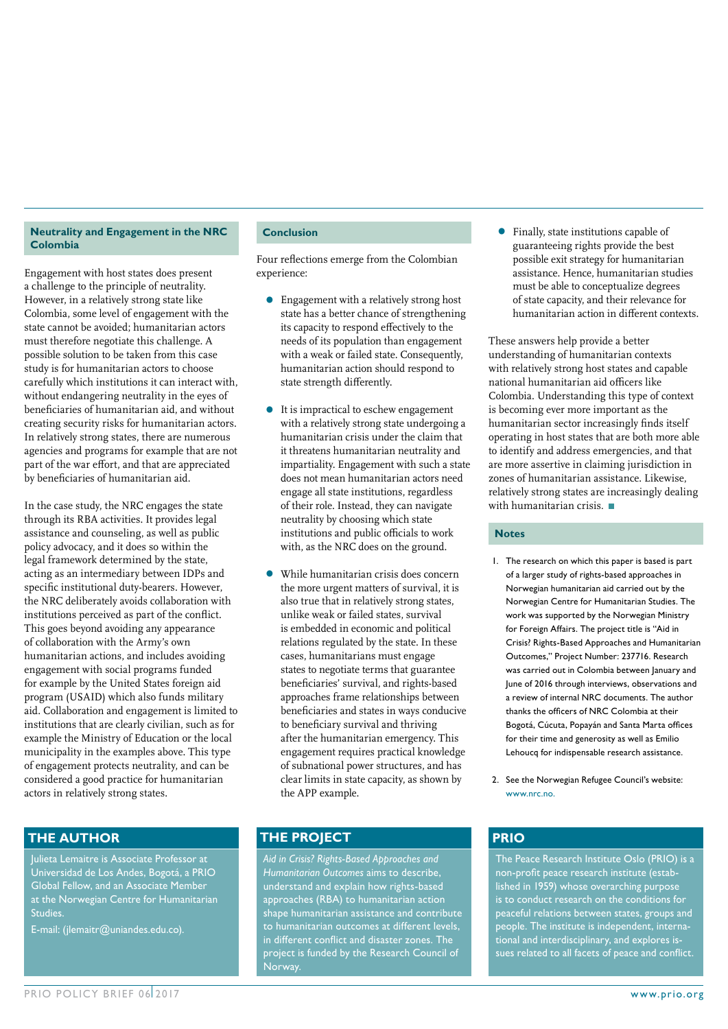## Neutrality and Engagement in the NRC Colombia

Engagement with host states does present a challenge to the principle of neutrality. However, in a relatively strong state like Colombia, some level of engagement with the state cannot be avoided; humanitarian actors must therefore negotiate this challenge. A possible solution to be taken from this case study is for humanitarian actors to choose carefully which institutions it can interact with, without endangering neutrality in the eyes of beneficiaries of humanitarian aid, and without creating security risks for humanitarian actors. In relatively strong states, there are numerous agencies and programs for example that are not part of the war effort, and that are appreciated by beneficiaries of humanitarian aid.

In the case study, the NRC engages the state through its RBA activities. It provides legal assistance and counseling, as well as public policy advocacy, and it does so within the legal framework determined by the state, acting as an intermediary between IDPs and specific institutional duty-bearers. However, the NRC deliberately avoids collaboration with institutions perceived as part of the conflict. This goes beyond avoiding any appearance of collaboration with the Army's own humanitarian actions, and includes avoiding engagement with social programs funded for example by the United States foreign aid program (USAID) which also funds military aid. Collaboration and engagement is limited to institutions that are clearly civilian, such as for example the Ministry of Education or the local municipality in the examples above. This type of engagement protects neutrality, and can be considered a good practice for humanitarian actors in relatively strong states.

## Conclusion

Four reflections emerge from the Colombian experience:

- Engagement with a relatively strong host state has a better chance of strengthening its capacity to respond effectively to the needs of its population than engagement with a weak or failed state. Consequently, humanitarian action should respond to state strength differently.
- It is impractical to eschew engagement with a relatively strong state undergoing a humanitarian crisis under the claim that it threatens humanitarian neutrality and impartiality. Engagement with such a state does not mean humanitarian actors need engage all state institutions, regardless of their role. Instead, they can navigate neutrality by choosing which state institutions and public officials to work with, as the NRC does on the ground.
- While humanitarian crisis does concern the more urgent matters of survival, it is also true that in relatively strong states, unlike weak or failed states, survival is embedded in economic and political relations regulated by the state. In these cases, humanitarians must engage states to negotiate terms that guarantee beneficiaries' survival, and rights-based approaches frame relationships between beneficiaries and states in ways conducive to beneficiary survival and thriving after the humanitarian emergency. This engagement requires practical knowledge of subnational power structures, and has clear limits in state capacity, as shown by the APP example.
- Finally, state institutions capable of guaranteeing rights provide the best possible exit strategy for humanitarian assistance. Hence, humanitarian studies must be able to conceptualize degrees of state capacity, and their relevance for humanitarian action in different contexts.

These answers help provide a better understanding of humanitarian contexts with relatively strong host states and capable national humanitarian aid officers like Colombia. Understanding this type of context is becoming ever more important as the humanitarian sector increasingly finds itself operating in host states that are both more able to identify and address emergencies, and that are more assertive in claiming jurisdiction in zones of humanitarian assistance. Likewise, relatively strong states are increasingly dealing with humanitarian crisis. ■

## Notes

1. The research on which this paper is based is part of a larger study of rights-based approaches in Norwegian humanitarian aid carried out by the Norwegian Centre for Humanitarian Studies. The work was supported by the Norwegian Ministry for Foreign Affairs. The project title is "Aid in Crisis? Rights-Based Approaches and Humanitarian Outcomes," Project Number: 237716. Research was carried out in Colombia between January and June of 2016 through interviews, observations and a review of internal NRC documents. The author thanks the officers of NRC Colombia at their Bogotá, Cúcuta, Popayán and Santa Marta offices for their time and generosity as well as Emilio Lehoucq for indispensable research assistance.
2. See the Norwegian Refugee Council's website: www.nrc.no.

## THE AUTHOR

Julieta Lemaitre is Associate Professor at Universidad de Los Andes, Bogotá, a PRIO Global Fellow, and an Associate Member at the Norwegian Centre for Humanitarian Studies.

E-mail: (jlemaitr@uniandes.edu.co).

## THE PROJECT

*Aid in Crisis? Rights-Based Approaches and Humanitarian Outcomes* aims to describe, understand and explain how rights-based approaches (RBA) to humanitarian action shape humanitarian assistance and contribute to humanitarian outcomes at different levels, in different conflict and disaster zones. The project is funded by the Research Council of Norway.

## PRIO

The Peace Research Institute Oslo (PRIO) is a non-profit peace research institute (established in 1959) whose overarching purpose is to conduct research on the conditions for peaceful relations between states, groups and people. The institute is independent, international and interdisciplinary, and explores issues related to all facets of peace and conflict.